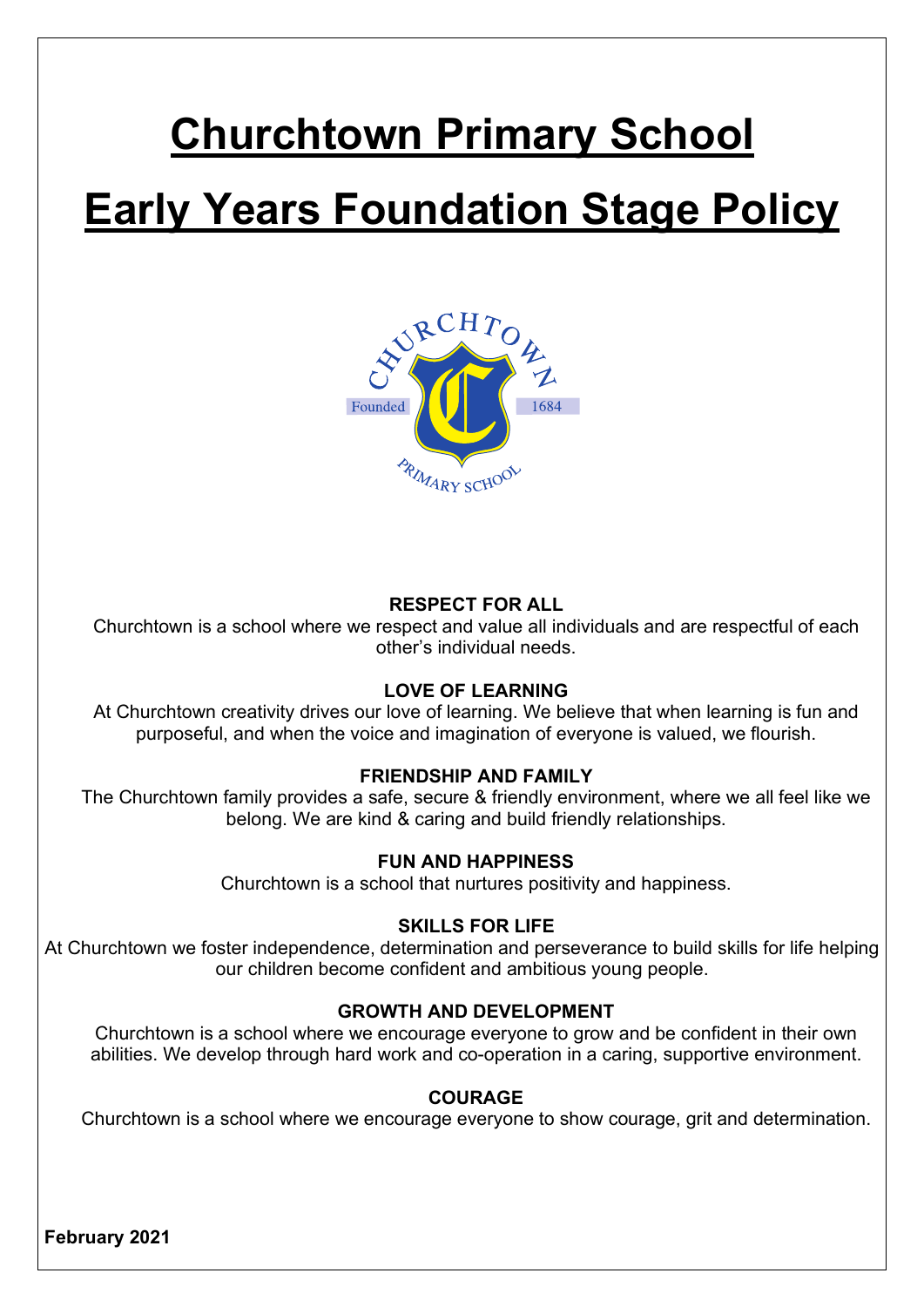# Churchtown Primary School

# Early Years Foundation Stage Policy

**RESPECT FOR ALL**

Churchtown is a school where we respect and value all individuals and are respectful of each other's individual needs.

**LOVE OF LEARNING**

At Churchtown creativity drives our love of learning. We believe that when learning is fun and purposeful, and when the voice and imagination of everyone is valued, we flourish.

**FRIENDSHIP AND FAMILY**

The Churchtown family provides a safe, secure & friendly environment, where we all feel like we belong. We are kind & caring and build friendly relationships.

**FUN AND HAPPINESS**

Churchtown is a school that nurtures positivity and happiness.

**SKILLS FOR LIFE**

At Churchtown we foster independence, determination and perseverance to build skills for life helping our children become confident and ambitious young people.

**GROWTH AND DEVELOPMENT**

Churchtown is a school where we encourage everyone to grow and be confident in their own abilities. We develop through hard work and co-operation in a caring, supportive environment.

**COURAGE**

Churchtown is a school where we encourage everyone to show courage, grit and determination.

**February 2021**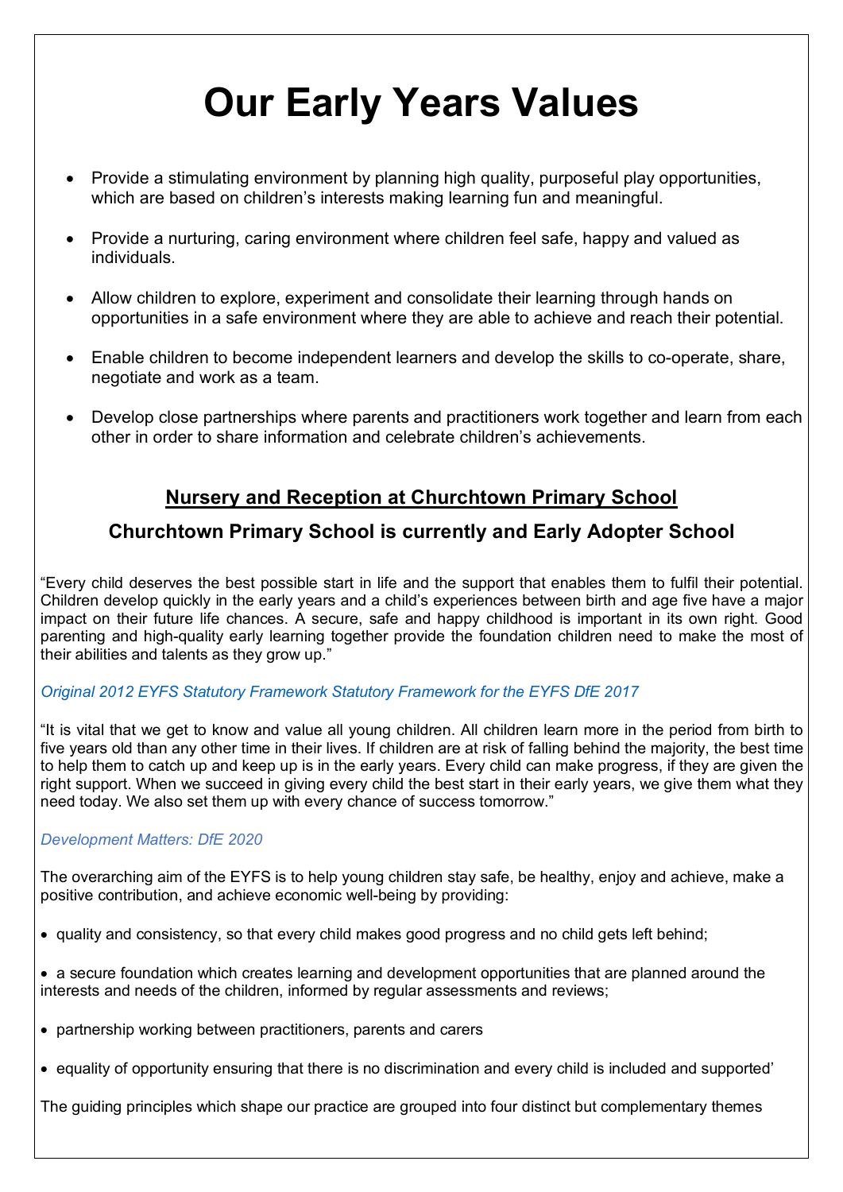# Our Early Years Values

- Provide a stimulating environment by planning high quality, purposeful play opportunities, which are based on children's interests making learning fun and meaningful.
- Provide a nurturing, caring environment where children feel safe, happy and valued as individuals.
- Allow children to explore, experiment and consolidate their learning through hands on opportunities in a safe environment where they are able to achieve and reach their potential.
- Enable children to become independent learners and develop the skills to co-operate, share, negotiate and work as a team.
- Develop close partnerships where parents and practitioners work together and learn from each other in order to share information and celebrate children's achievements.

## Nursery and Reception at Churchtown Primary School

### Churchtown Primary School is currently and Early Adopter School

"Every child deserves the best possible start in life and the support that enables them to fulfil their potential. Children develop quickly in the early years and a child's experiences between birth and age five have a major impact on their future life chances. A secure, safe and happy childhood is important in its own right. Good parenting and high-quality early learning together provide the foundation children need to make the most of their abilities and talents as they grow up."

*Original 2012 EYFS Statutory Framework Statutory Framework for the EYFS DfE 2017*

"It is vital that we get to know and value all young children. All children learn more in the period from birth to five years old than any other time in their lives. If children are at risk of falling behind the majority, the best time to help them to catch up and keep up is in the early years. Every child can make progress, if they are given the right support. When we succeed in giving every child the best start in their early years, we give them what they need today. We also set them up with every chance of success tomorrow."

*Development Matters: DfE 2020*

The overarching aim of the EYFS is to help young children stay safe, be healthy, enjoy and achieve, make a positive contribution, and achieve economic well-being by providing:

- quality and consistency, so that every child makes good progress and no child gets left behind;
- a secure foundation which creates learning and development opportunities that are planned around the interests and needs of the children, informed by regular assessments and reviews;
- partnership working between practitioners, parents and carers
- equality of opportunity ensuring that there is no discrimination and every child is included and supported'

The guiding principles which shape our practice are grouped into four distinct but complementary themes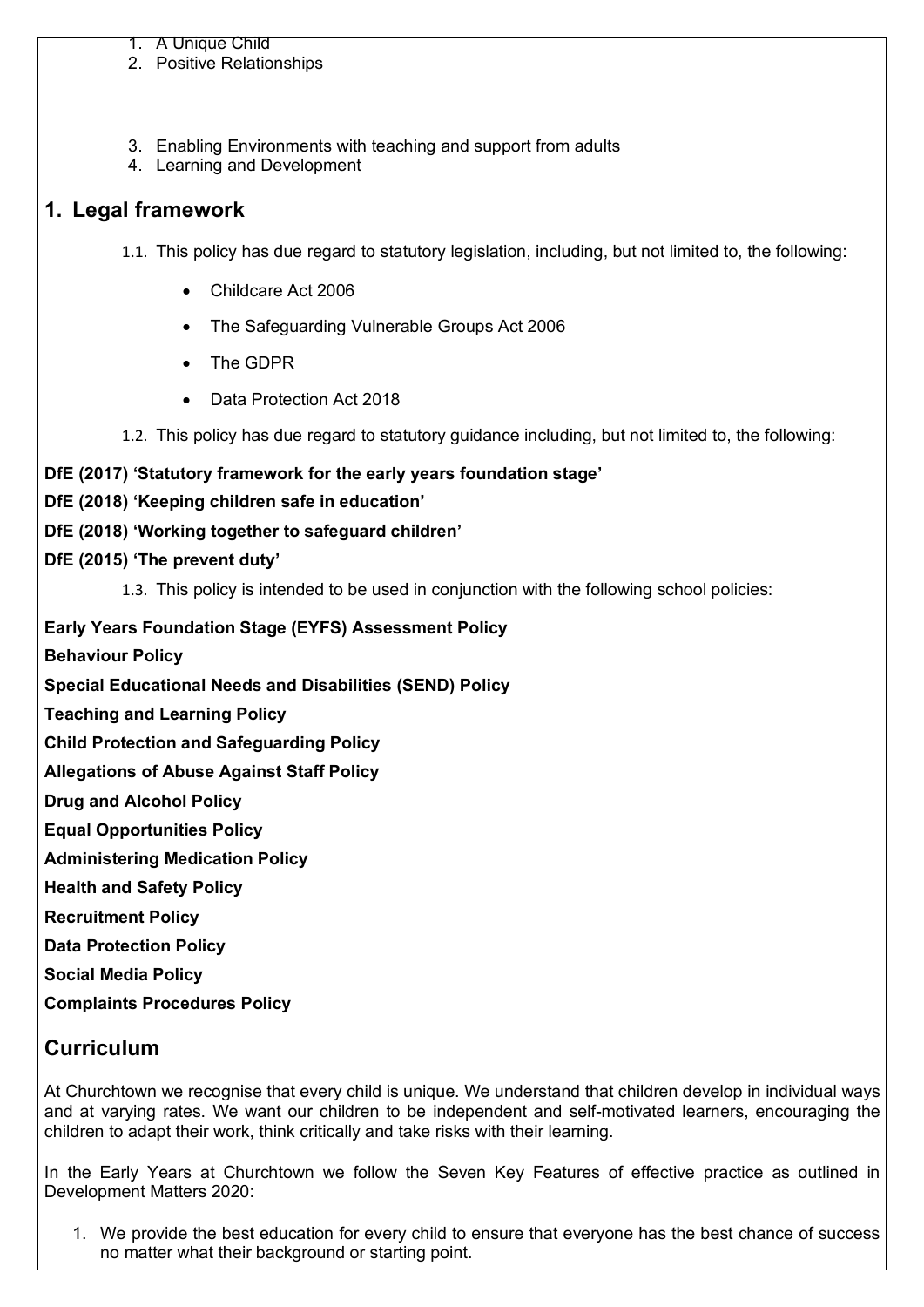1. A Unique Child
2. Positive Relationships

3. Enabling Environments with teaching and support from adults
4. Learning and Development

## 1. Legal framework

1.1. This policy has due regard to statutory legislation, including, but not limited to, the following:

- Childcare Act 2006
- The Safeguarding Vulnerable Groups Act 2006
- The GDPR
- Data Protection Act 2018

1.2. This policy has due regard to statutory guidance including, but not limited to, the following:

**DfE (2017) 'Statutory framework for the early years foundation stage'**

**DfE (2018) 'Keeping children safe in education'**

**DfE (2018) 'Working together to safeguard children'**

**DfE (2015) 'The prevent duty'**

1.3. This policy is intended to be used in conjunction with the following school policies:

**Early Years Foundation Stage (EYFS) Assessment Policy**

**Behaviour Policy**

**Special Educational Needs and Disabilities (SEND) Policy**

**Teaching and Learning Policy**

**Child Protection and Safeguarding Policy**

**Allegations of Abuse Against Staff Policy**

**Drug and Alcohol Policy**

**Equal Opportunities Policy**

**Administering Medication Policy**

**Health and Safety Policy**

**Recruitment Policy**

**Data Protection Policy**

**Social Media Policy**

**Complaints Procedures Policy**

## Curriculum

At Churchtown we recognise that every child is unique. We understand that children develop in individual ways and at varying rates. We want our children to be independent and self-motivated learners, encouraging the children to adapt their work, think critically and take risks with their learning.

In the Early Years at Churchtown we follow the Seven Key Features of effective practice as outlined in Development Matters 2020:

1. We provide the best education for every child to ensure that everyone has the best chance of success no matter what their background or starting point.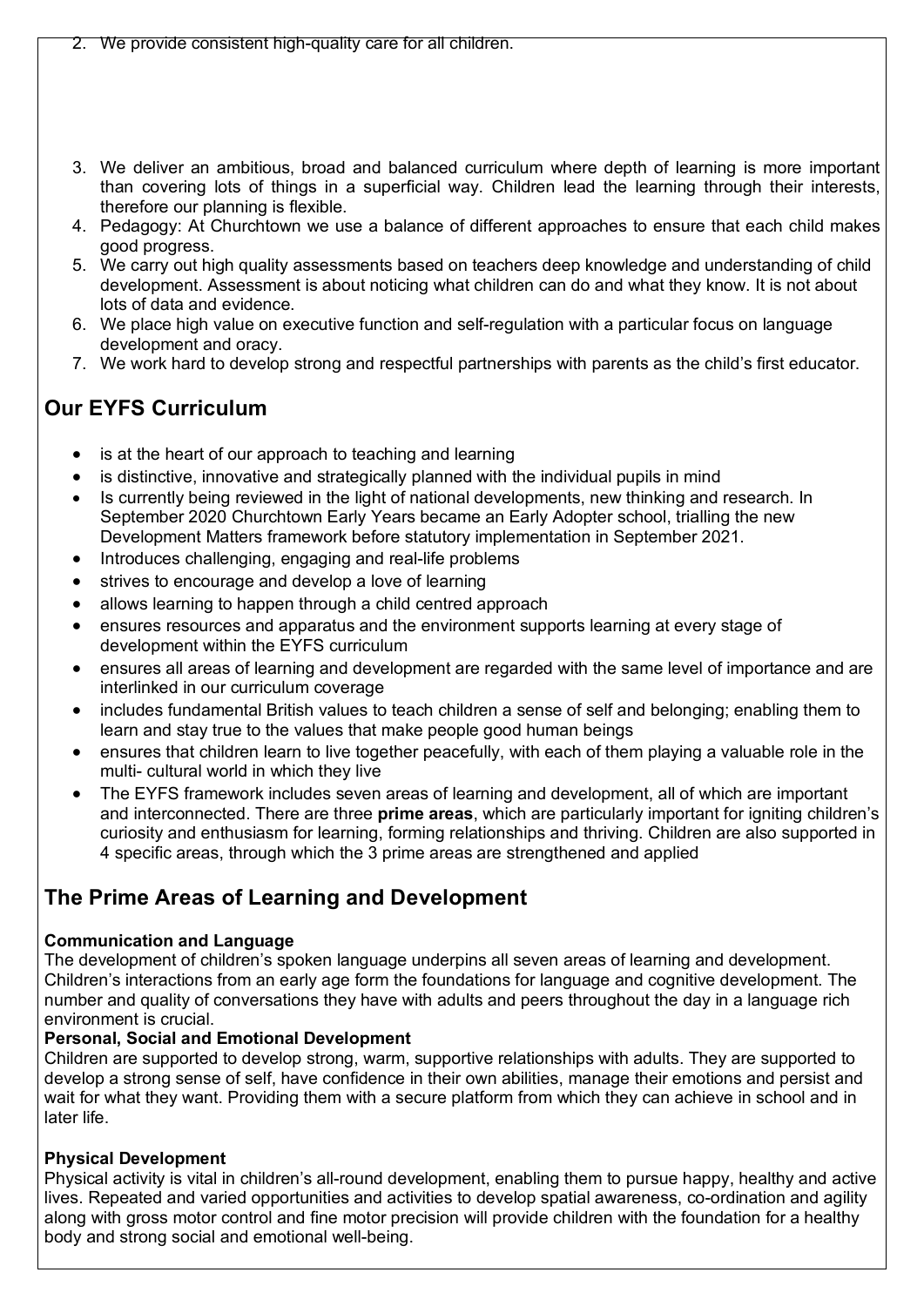2. We provide consistent high-quality care for all children.

3. We deliver an ambitious, broad and balanced curriculum where depth of learning is more important than covering lots of things in a superficial way. Children lead the learning through their interests, therefore our planning is flexible.
4. Pedagogy: At Churchtown we use a balance of different approaches to ensure that each child makes good progress.
5. We carry out high quality assessments based on teachers deep knowledge and understanding of child development. Assessment is about noticing what children can do and what they know. It is not about lots of data and evidence.
6. We place high value on executive function and self-regulation with a particular focus on language development and oracy.
7. We work hard to develop strong and respectful partnerships with parents as the child's first educator.

## Our EYFS Curriculum

- is at the heart of our approach to teaching and learning
- is distinctive, innovative and strategically planned with the individual pupils in mind
- Is currently being reviewed in the light of national developments, new thinking and research. In September 2020 Churchtown Early Years became an Early Adopter school, trialling the new Development Matters framework before statutory implementation in September 2021.
- Introduces challenging, engaging and real-life problems
- strives to encourage and develop a love of learning
- allows learning to happen through a child centred approach
- ensures resources and apparatus and the environment supports learning at every stage of development within the EYFS curriculum
- ensures all areas of learning and development are regarded with the same level of importance and are interlinked in our curriculum coverage
- includes fundamental British values to teach children a sense of self and belonging; enabling them to learn and stay true to the values that make people good human beings
- ensures that children learn to live together peacefully, with each of them playing a valuable role in the multi- cultural world in which they live
- The EYFS framework includes seven areas of learning and development, all of which are important and interconnected. There are three **prime areas**, which are particularly important for igniting children's curiosity and enthusiasm for learning, forming relationships and thriving. Children are also supported in 4 specific areas, through which the 3 prime areas are strengthened and applied

## The Prime Areas of Learning and Development

**Communication and Language**
The development of children's spoken language underpins all seven areas of learning and development. Children's interactions from an early age form the foundations for language and cognitive development. The number and quality of conversations they have with adults and peers throughout the day in a language rich environment is crucial.

**Personal, Social and Emotional Development**
Children are supported to develop strong, warm, supportive relationships with adults. They are supported to develop a strong sense of self, have confidence in their own abilities, manage their emotions and persist and wait for what they want. Providing them with a secure platform from which they can achieve in school and in later life.

**Physical Development**
Physical activity is vital in children's all-round development, enabling them to pursue happy, healthy and active lives. Repeated and varied opportunities and activities to develop spatial awareness, co-ordination and agility along with gross motor control and fine motor precision will provide children with the foundation for a healthy body and strong social and emotional well-being.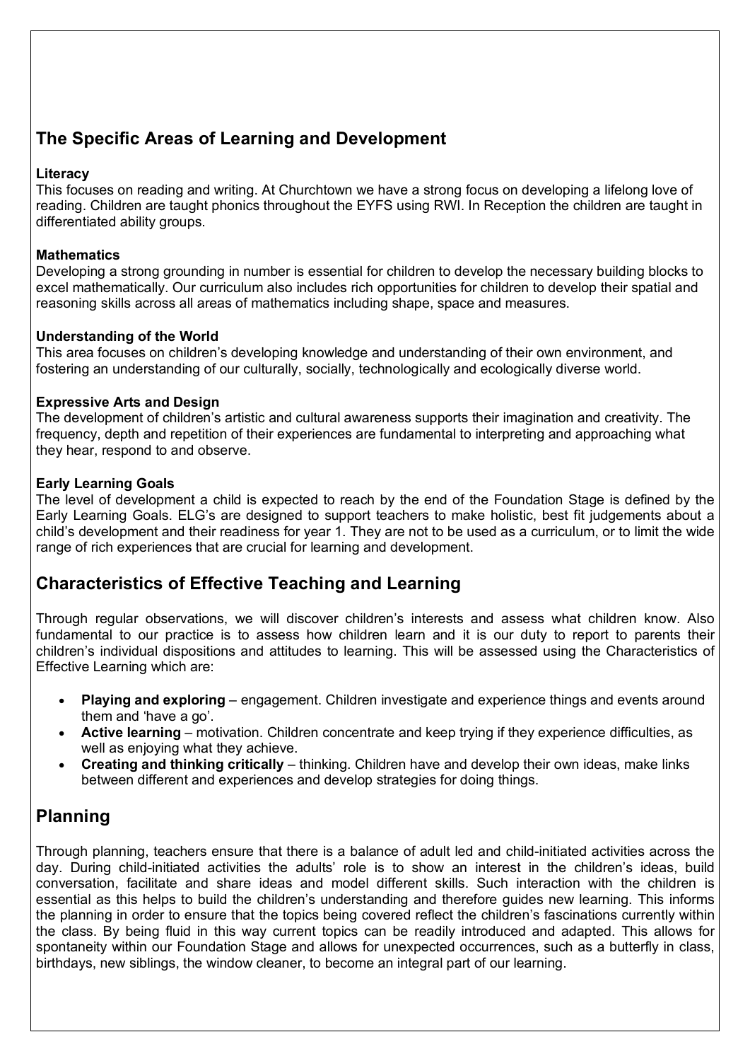## The Specific Areas of Learning and Development

**Literacy**
This focuses on reading and writing. At Churchtown we have a strong focus on developing a lifelong love of reading. Children are taught phonics throughout the EYFS using RWI. In Reception the children are taught in differentiated ability groups.

**Mathematics**
Developing a strong grounding in number is essential for children to develop the necessary building blocks to excel mathematically. Our curriculum also includes rich opportunities for children to develop their spatial and reasoning skills across all areas of mathematics including shape, space and measures.

**Understanding of the World**
This area focuses on children's developing knowledge and understanding of their own environment, and fostering an understanding of our culturally, socially, technologically and ecologically diverse world.

**Expressive Arts and Design**
The development of children's artistic and cultural awareness supports their imagination and creativity. The frequency, depth and repetition of their experiences are fundamental to interpreting and approaching what they hear, respond to and observe.

**Early Learning Goals**
The level of development a child is expected to reach by the end of the Foundation Stage is defined by the Early Learning Goals. ELG's are designed to support teachers to make holistic, best fit judgements about a child's development and their readiness for year 1. They are not to be used as a curriculum, or to limit the wide range of rich experiences that are crucial for learning and development.

## Characteristics of Effective Teaching and Learning

Through regular observations, we will discover children's interests and assess what children know. Also fundamental to our practice is to assess how children learn and it is our duty to report to parents their children's individual dispositions and attitudes to learning. This will be assessed using the Characteristics of Effective Learning which are:

- **Playing and exploring** – engagement. Children investigate and experience things and events around them and 'have a go'.
- **Active learning** – motivation. Children concentrate and keep trying if they experience difficulties, as well as enjoying what they achieve.
- **Creating and thinking critically** – thinking. Children have and develop their own ideas, make links between different and experiences and develop strategies for doing things.

## Planning

Through planning, teachers ensure that there is a balance of adult led and child-initiated activities across the day. During child-initiated activities the adults' role is to show an interest in the children's ideas, build conversation, facilitate and share ideas and model different skills. Such interaction with the children is essential as this helps to build the children's understanding and therefore guides new learning. This informs the planning in order to ensure that the topics being covered reflect the children's fascinations currently within the class. By being fluid in this way current topics can be readily introduced and adapted. This allows for spontaneity within our Foundation Stage and allows for unexpected occurrences, such as a butterfly in class, birthdays, new siblings, the window cleaner, to become an integral part of our learning.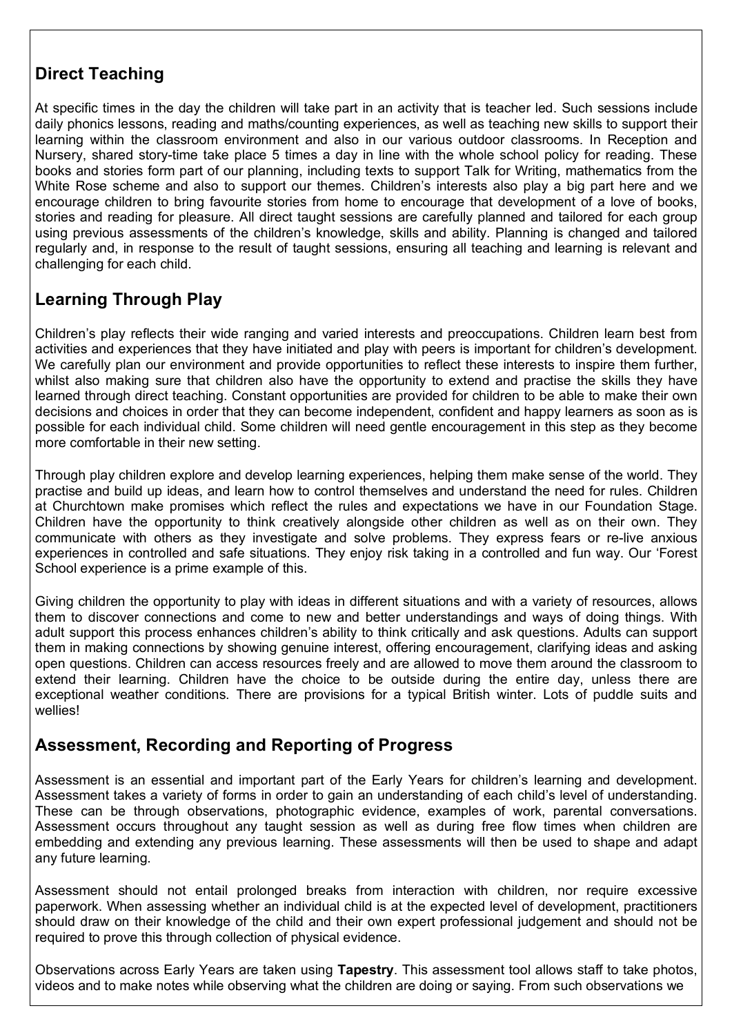## Direct Teaching

At specific times in the day the children will take part in an activity that is teacher led. Such sessions include daily phonics lessons, reading and maths/counting experiences, as well as teaching new skills to support their learning within the classroom environment and also in our various outdoor classrooms. In Reception and Nursery, shared story-time take place 5 times a day in line with the whole school policy for reading. These books and stories form part of our planning, including texts to support Talk for Writing, mathematics from the White Rose scheme and also to support our themes. Children's interests also play a big part here and we encourage children to bring favourite stories from home to encourage that development of a love of books, stories and reading for pleasure. All direct taught sessions are carefully planned and tailored for each group using previous assessments of the children's knowledge, skills and ability. Planning is changed and tailored regularly and, in response to the result of taught sessions, ensuring all teaching and learning is relevant and challenging for each child.

## Learning Through Play

Children's play reflects their wide ranging and varied interests and preoccupations. Children learn best from activities and experiences that they have initiated and play with peers is important for children's development. We carefully plan our environment and provide opportunities to reflect these interests to inspire them further, whilst also making sure that children also have the opportunity to extend and practise the skills they have learned through direct teaching. Constant opportunities are provided for children to be able to make their own decisions and choices in order that they can become independent, confident and happy learners as soon as is possible for each individual child. Some children will need gentle encouragement in this step as they become more comfortable in their new setting.

Through play children explore and develop learning experiences, helping them make sense of the world. They practise and build up ideas, and learn how to control themselves and understand the need for rules. Children at Churchtown make promises which reflect the rules and expectations we have in our Foundation Stage. Children have the opportunity to think creatively alongside other children as well as on their own. They communicate with others as they investigate and solve problems. They express fears or re-live anxious experiences in controlled and safe situations. They enjoy risk taking in a controlled and fun way. Our 'Forest School experience is a prime example of this.

Giving children the opportunity to play with ideas in different situations and with a variety of resources, allows them to discover connections and come to new and better understandings and ways of doing things. With adult support this process enhances children's ability to think critically and ask questions. Adults can support them in making connections by showing genuine interest, offering encouragement, clarifying ideas and asking open questions. Children can access resources freely and are allowed to move them around the classroom to extend their learning. Children have the choice to be outside during the entire day, unless there are exceptional weather conditions. There are provisions for a typical British winter. Lots of puddle suits and wellies!

## Assessment, Recording and Reporting of Progress

Assessment is an essential and important part of the Early Years for children's learning and development. Assessment takes a variety of forms in order to gain an understanding of each child's level of understanding. These can be through observations, photographic evidence, examples of work, parental conversations. Assessment occurs throughout any taught session as well as during free flow times when children are embedding and extending any previous learning. These assessments will then be used to shape and adapt any future learning.

Assessment should not entail prolonged breaks from interaction with children, nor require excessive paperwork. When assessing whether an individual child is at the expected level of development, practitioners should draw on their knowledge of the child and their own expert professional judgement and should not be required to prove this through collection of physical evidence.

Observations across Early Years are taken using **Tapestry**. This assessment tool allows staff to take photos, videos and to make notes while observing what the children are doing or saying. From such observations we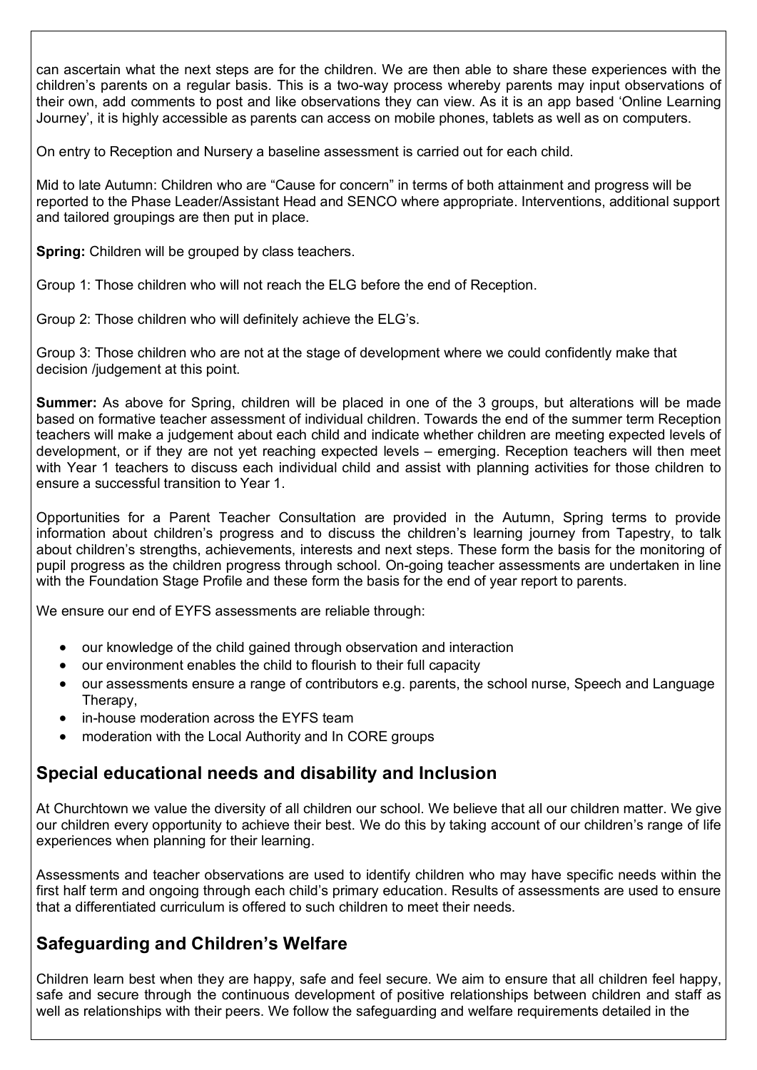can ascertain what the next steps are for the children. We are then able to share these experiences with the children's parents on a regular basis. This is a two-way process whereby parents may input observations of their own, add comments to post and like observations they can view. As it is an app based 'Online Learning Journey', it is highly accessible as parents can access on mobile phones, tablets as well as on computers.

On entry to Reception and Nursery a baseline assessment is carried out for each child.

Mid to late Autumn: Children who are "Cause for concern" in terms of both attainment and progress will be reported to the Phase Leader/Assistant Head and SENCO where appropriate. Interventions, additional support and tailored groupings are then put in place.

**Spring:** Children will be grouped by class teachers.

Group 1: Those children who will not reach the ELG before the end of Reception.

Group 2: Those children who will definitely achieve the ELG's.

Group 3: Those children who are not at the stage of development where we could confidently make that decision /judgement at this point.

**Summer:** As above for Spring, children will be placed in one of the 3 groups, but alterations will be made based on formative teacher assessment of individual children. Towards the end of the summer term Reception teachers will make a judgement about each child and indicate whether children are meeting expected levels of development, or if they are not yet reaching expected levels – emerging. Reception teachers will then meet with Year 1 teachers to discuss each individual child and assist with planning activities for those children to ensure a successful transition to Year 1.

Opportunities for a Parent Teacher Consultation are provided in the Autumn, Spring terms to provide information about children's progress and to discuss the children's learning journey from Tapestry, to talk about children's strengths, achievements, interests and next steps. These form the basis for the monitoring of pupil progress as the children progress through school. On-going teacher assessments are undertaken in line with the Foundation Stage Profile and these form the basis for the end of year report to parents.

We ensure our end of EYFS assessments are reliable through:

- our knowledge of the child gained through observation and interaction
- our environment enables the child to flourish to their full capacity
- our assessments ensure a range of contributors e.g. parents, the school nurse, Speech and Language Therapy,
- in-house moderation across the EYFS team
- moderation with the Local Authority and In CORE groups

## Special educational needs and disability and Inclusion

At Churchtown we value the diversity of all children our school. We believe that all our children matter. We give our children every opportunity to achieve their best. We do this by taking account of our children's range of life experiences when planning for their learning.

Assessments and teacher observations are used to identify children who may have specific needs within the first half term and ongoing through each child's primary education. Results of assessments are used to ensure that a differentiated curriculum is offered to such children to meet their needs.

## Safeguarding and Children's Welfare

Children learn best when they are happy, safe and feel secure. We aim to ensure that all children feel happy, safe and secure through the continuous development of positive relationships between children and staff as well as relationships with their peers. We follow the safeguarding and welfare requirements detailed in the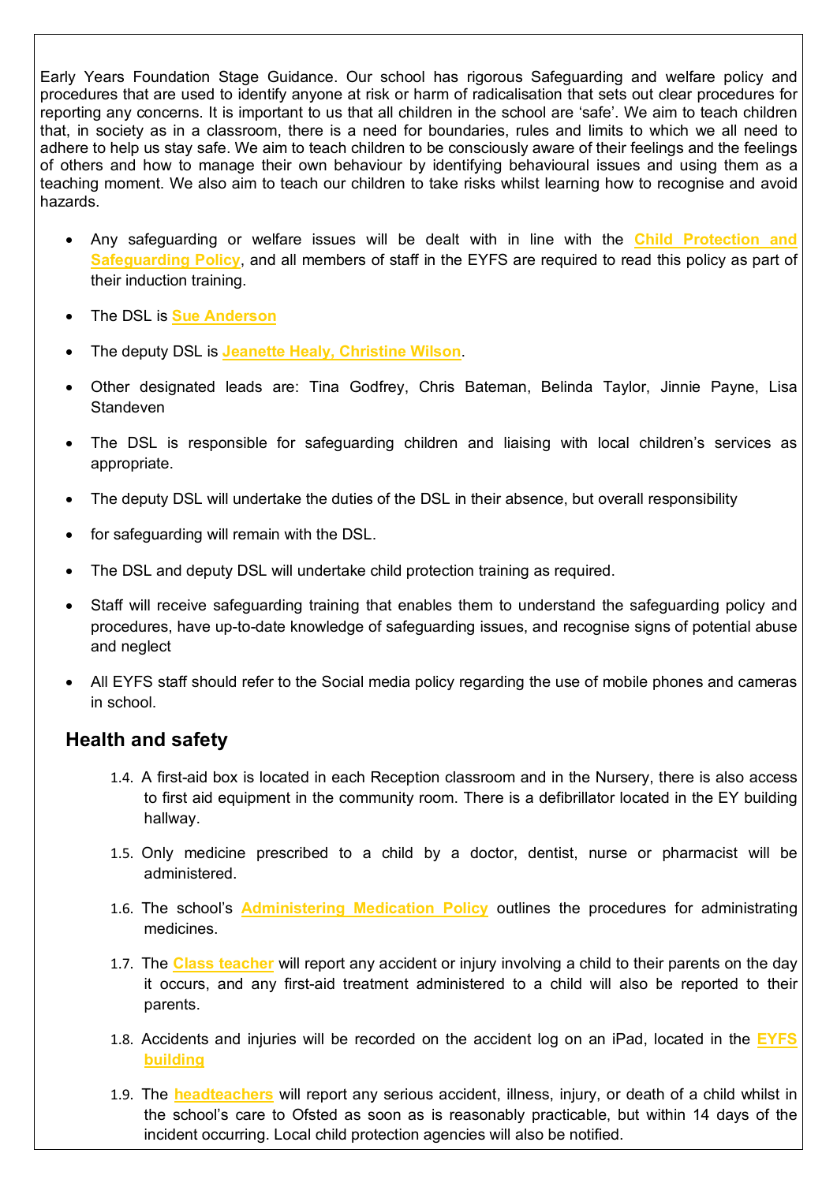Early Years Foundation Stage Guidance. Our school has rigorous Safeguarding and welfare policy and procedures that are used to identify anyone at risk or harm of radicalisation that sets out clear procedures for reporting any concerns. It is important to us that all children in the school are 'safe'. We aim to teach children that, in society as in a classroom, there is a need for boundaries, rules and limits to which we all need to adhere to help us stay safe. We aim to teach children to be consciously aware of their feelings and the feelings of others and how to manage their own behaviour by identifying behavioural issues and using them as a teaching moment. We also aim to teach our children to take risks whilst learning how to recognise and avoid hazards.

- Any safeguarding or welfare issues will be dealt with in line with the **Child Protection and Safeguarding Policy**, and all members of staff in the EYFS are required to read this policy as part of their induction training.
- The DSL is **Sue Anderson**
- The deputy DSL is **Jeanette Healy, Christine Wilson**.
- Other designated leads are: Tina Godfrey, Chris Bateman, Belinda Taylor, Jinnie Payne, Lisa Standeven
- The DSL is responsible for safeguarding children and liaising with local children's services as appropriate.
- The deputy DSL will undertake the duties of the DSL in their absence, but overall responsibility
- for safeguarding will remain with the DSL.
- The DSL and deputy DSL will undertake child protection training as required.
- Staff will receive safeguarding training that enables them to understand the safeguarding policy and procedures, have up-to-date knowledge of safeguarding issues, and recognise signs of potential abuse and neglect
- All EYFS staff should refer to the Social media policy regarding the use of mobile phones and cameras in school.

## Health and safety

1.4. A first-aid box is located in each Reception classroom and in the Nursery, there is also access to first aid equipment in the community room. There is a defibrillator located in the EY building hallway.

1.5. Only medicine prescribed to a child by a doctor, dentist, nurse or pharmacist will be administered.

1.6. The school's **Administering Medication Policy** outlines the procedures for administrating medicines.

1.7. The **Class teacher** will report any accident or injury involving a child to their parents on the day it occurs, and any first-aid treatment administered to a child will also be reported to their parents.

1.8. Accidents and injuries will be recorded on the accident log on an iPad, located in the **EYFS building**

1.9. The **headteachers** will report any serious accident, illness, injury, or death of a child whilst in the school's care to Ofsted as soon as is reasonably practicable, but within 14 days of the incident occurring. Local child protection agencies will also be notified.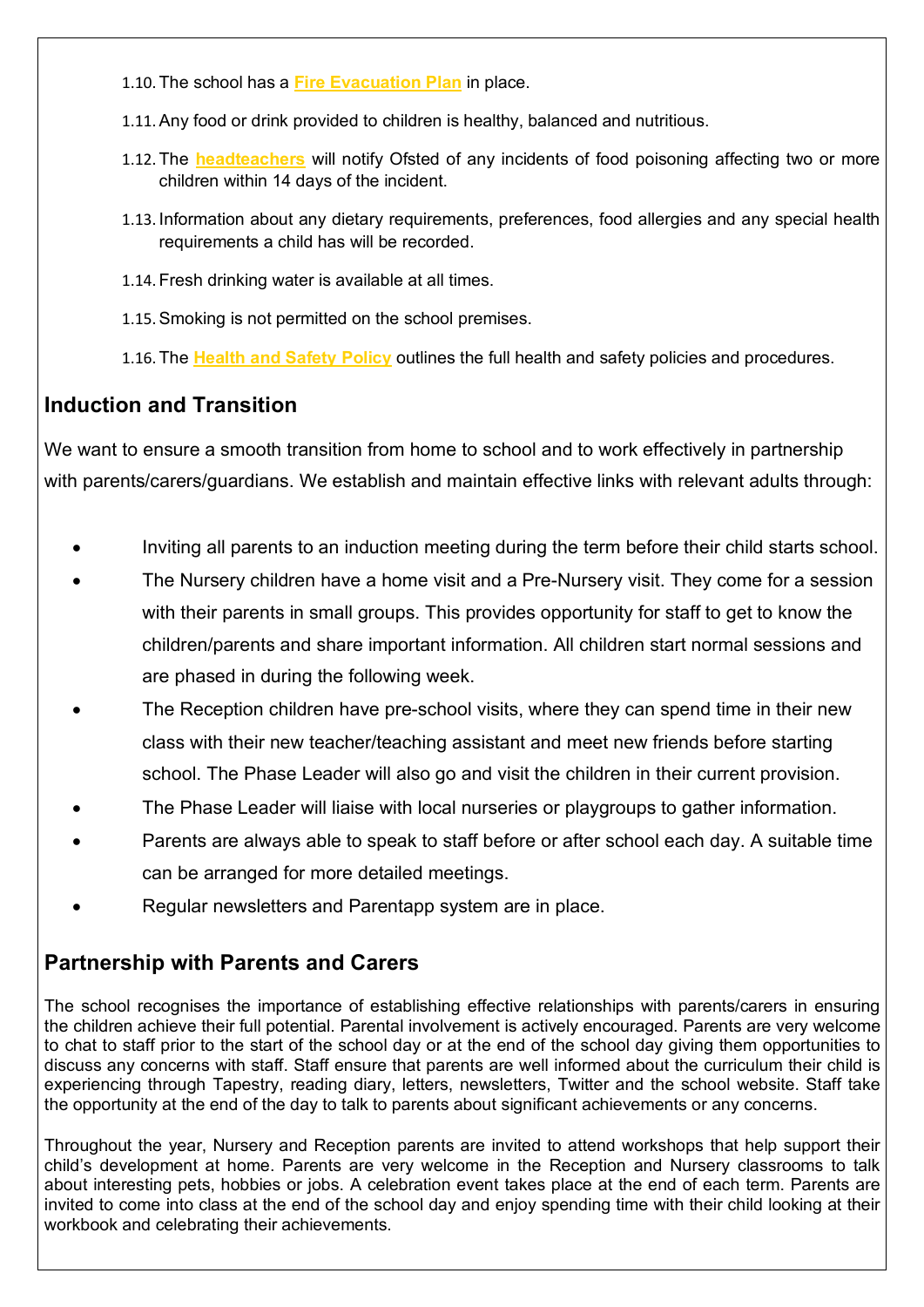1.10. The school has a **Fire Evacuation Plan** in place.

1.11. Any food or drink provided to children is healthy, balanced and nutritious.

1.12. The **headteachers** will notify Ofsted of any incidents of food poisoning affecting two or more children within 14 days of the incident.

1.13. Information about any dietary requirements, preferences, food allergies and any special health requirements a child has will be recorded.

1.14. Fresh drinking water is available at all times.

1.15. Smoking is not permitted on the school premises.

1.16. The **Health and Safety Policy** outlines the full health and safety policies and procedures.

## Induction and Transition

We want to ensure a smooth transition from home to school and to work effectively in partnership with parents/carers/guardians. We establish and maintain effective links with relevant adults through:

- Inviting all parents to an induction meeting during the term before their child starts school.
- The Nursery children have a home visit and a Pre-Nursery visit. They come for a session with their parents in small groups. This provides opportunity for staff to get to know the children/parents and share important information. All children start normal sessions and are phased in during the following week.
- The Reception children have pre-school visits, where they can spend time in their new class with their new teacher/teaching assistant and meet new friends before starting school. The Phase Leader will also go and visit the children in their current provision.
- The Phase Leader will liaise with local nurseries or playgroups to gather information.
- Parents are always able to speak to staff before or after school each day. A suitable time can be arranged for more detailed meetings.
- Regular newsletters and Parentapp system are in place.

## Partnership with Parents and Carers

The school recognises the importance of establishing effective relationships with parents/carers in ensuring the children achieve their full potential. Parental involvement is actively encouraged. Parents are very welcome to chat to staff prior to the start of the school day or at the end of the school day giving them opportunities to discuss any concerns with staff. Staff ensure that parents are well informed about the curriculum their child is experiencing through Tapestry, reading diary, letters, newsletters, Twitter and the school website. Staff take the opportunity at the end of the day to talk to parents about significant achievements or any concerns.

Throughout the year, Nursery and Reception parents are invited to attend workshops that help support their child's development at home. Parents are very welcome in the Reception and Nursery classrooms to talk about interesting pets, hobbies or jobs. A celebration event takes place at the end of each term. Parents are invited to come into class at the end of the school day and enjoy spending time with their child looking at their workbook and celebrating their achievements.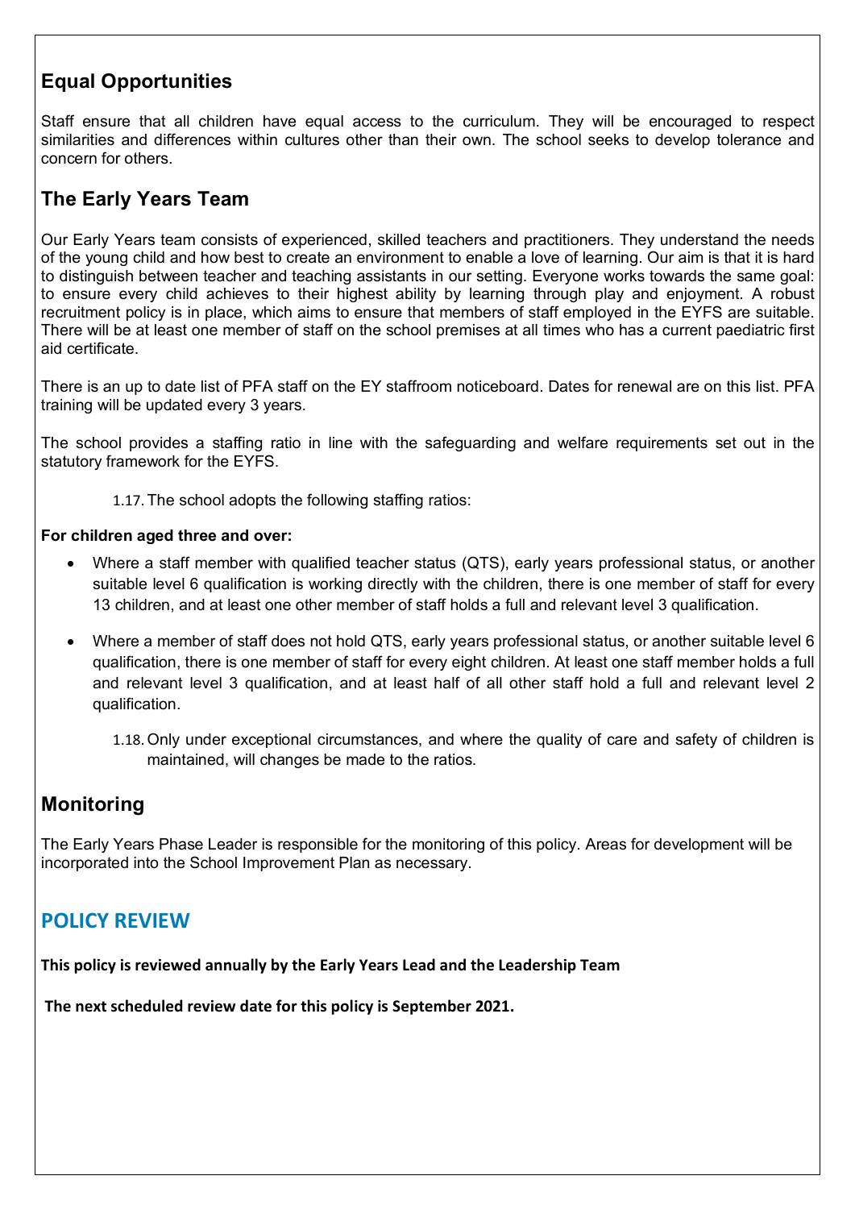## Equal Opportunities

Staff ensure that all children have equal access to the curriculum. They will be encouraged to respect similarities and differences within cultures other than their own. The school seeks to develop tolerance and concern for others.

## The Early Years Team

Our Early Years team consists of experienced, skilled teachers and practitioners. They understand the needs of the young child and how best to create an environment to enable a love of learning. Our aim is that it is hard to distinguish between teacher and teaching assistants in our setting. Everyone works towards the same goal: to ensure every child achieves to their highest ability by learning through play and enjoyment. A robust recruitment policy is in place, which aims to ensure that members of staff employed in the EYFS are suitable. There will be at least one member of staff on the school premises at all times who has a current paediatric first aid certificate.

There is an up to date list of PFA staff on the EY staffroom noticeboard. Dates for renewal are on this list. PFA training will be updated every 3 years.

The school provides a staffing ratio in line with the safeguarding and welfare requirements set out in the statutory framework for the EYFS.

1.17. The school adopts the following staffing ratios:

**For children aged three and over:**

- Where a staff member with qualified teacher status (QTS), early years professional status, or another suitable level 6 qualification is working directly with the children, there is one member of staff for every 13 children, and at least one other member of staff holds a full and relevant level 3 qualification.
- Where a member of staff does not hold QTS, early years professional status, or another suitable level 6 qualification, there is one member of staff for every eight children. At least one staff member holds a full and relevant level 3 qualification, and at least half of all other staff hold a full and relevant level 2 qualification.

1.18. Only under exceptional circumstances, and where the quality of care and safety of children is maintained, will changes be made to the ratios.

## Monitoring

The Early Years Phase Leader is responsible for the monitoring of this policy. Areas for development will be incorporated into the School Improvement Plan as necessary.

## POLICY REVIEW

**This policy is reviewed annually by the Early Years Lead and the Leadership Team**

**The next scheduled review date for this policy is September 2021.**